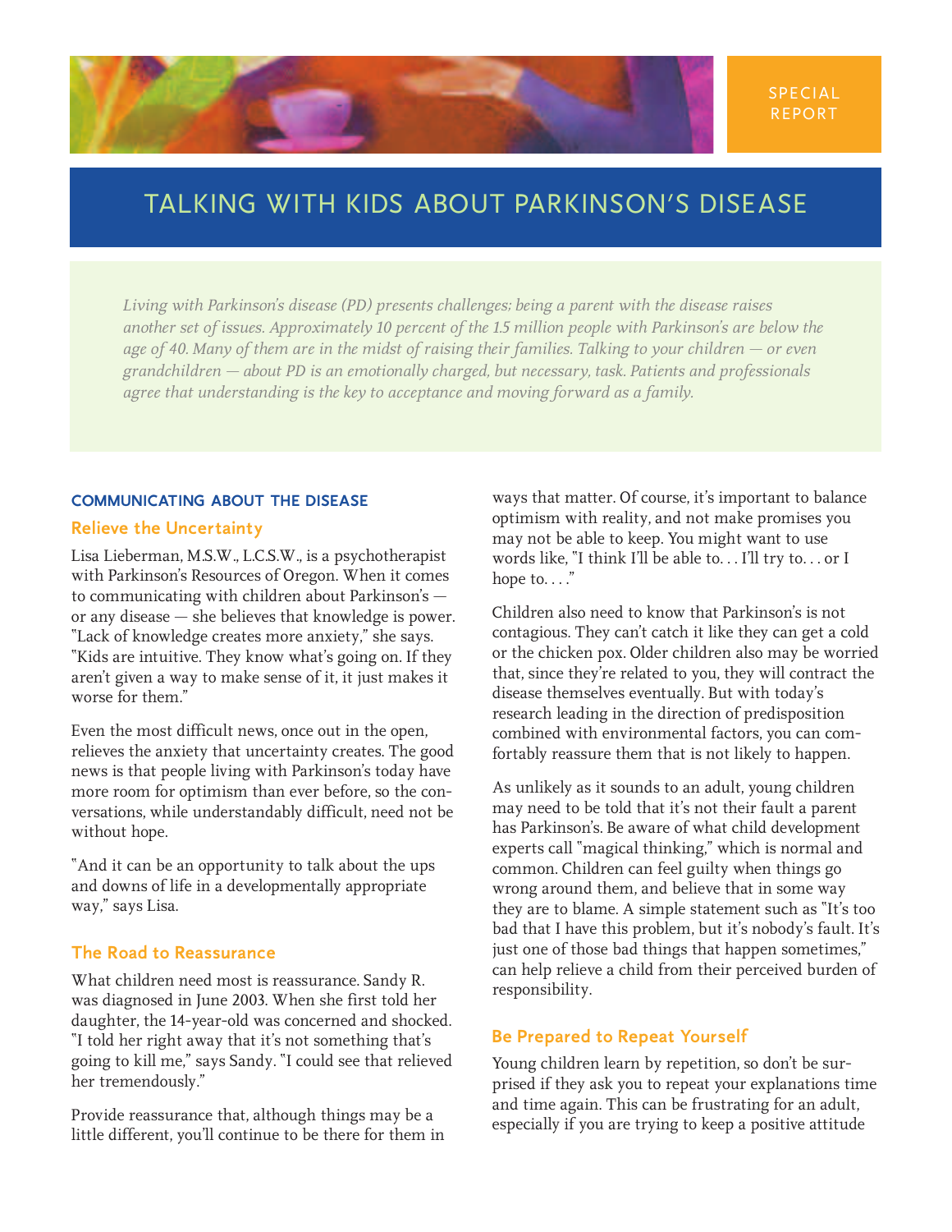SPECIAL REPORT

# TALKING WITH KIDS ABOUT PARKINSON'S DISEASE

*Living with Parkinson's disease (PD) presents challenges; being a parent with the disease raises another set of issues. Approximately 10 percent of the 1.5 million people with Parkinson's are below the age of 40. Many of them are in the midst of raising their families. Talking to your children — or even grandchildren — about PD is an emotionally charged, but necessary, task. Patients and professionals agree that understanding is the key to acceptance and moving forward as a family.*

## COMMUNICATING ABOUT THE DISEASE

### Relieve the Uncertainty

Lisa Lieberman, M.S.W., L.C.S.W., is a psychotherapist with Parkinson's Resources of Oregon. When it comes to communicating with children about Parkinson's — or any disease — she believes that knowledge is power. "Lack of knowledge creates more anxiety," she says. "Kids are intuitive. They know what's going on. If they aren't given a way to make sense of it, it just makes it worse for them."

Even the most difficult news, once out in the open, relieves the anxiety that uncertainty creates. The good news is that people living with Parkinson's today have more room for optimism than ever before, so the conversations, while understandably difficult, need not be without hope.

"And it can be an opportunity to talk about the ups and downs of life in a developmentally appropriate way," says Lisa.

### The Road to Reassurance

What children need most is reassurance. Sandy R. was diagnosed in June 2003. When she first told her daughter, the 14-year-old was concerned and shocked. "I told her right away that it's not something that's going to kill me," says Sandy. "I could see that relieved her tremendously."

Provide reassurance that, although things may be a little different, you'll continue to be there for them in ways that matter. Of course, it's important to balance optimism with reality, and not make promises you may not be able to keep. You might want to use words like, "I think I'll be able to. . . I'll try to. . . or I hope to. . . ."

Children also need to know that Parkinson's is not contagious. They can't catch it like they can get a cold or the chicken pox. Older children also may be worried that, since they're related to you, they will contract the disease themselves eventually. But with today's research leading in the direction of predisposition combined with environmental factors, you can comfortably reassure them that is not likely to happen.

As unlikely as it sounds to an adult, young children may need to be told that it's not their fault a parent has Parkinson's. Be aware of what child development experts call "magical thinking," which is normal and common. Children can feel guilty when things go wrong around them, and believe that in some way they are to blame. A simple statement such as "It's too bad that I have this problem, but it's nobody's fault. It's just one of those bad things that happen sometimes," can help relieve a child from their perceived burden of responsibility.

### Be Prepared to Repeat Yourself

Young children learn by repetition, so don't be surprised if they ask you to repeat your explanations time and time again. This can be frustrating for an adult, especially if you are trying to keep a positive attitude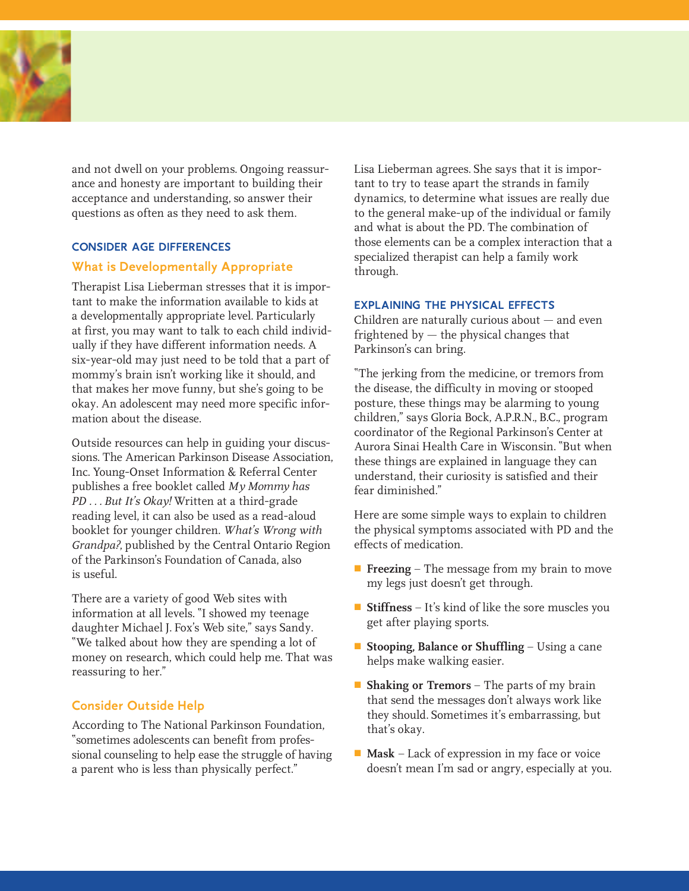and not dwell on your problems. Ongoing reassurance and honesty are important to building their acceptance and understanding, so answer their questions as often as they need to ask them.

## CONSIDER AGE DIFFERENCES

### What is Developmentally Appropriate

Therapist Lisa Lieberman stresses that it is important to make the information available to kids at a developmentally appropriate level. Particularly at first, you may want to talk to each child individually if they have different information needs. A six-year-old may just need to be told that a part of mommy's brain isn't working like it should, and that makes her move funny, but she's going to be okay. An adolescent may need more specific information about the disease.

Outside resources can help in guiding your discussions. The American Parkinson Disease Association, Inc. Young-Onset Information & Referral Center publishes a free booklet called *My Mommy has PD . . . But It's Okay!* Written at a third-grade reading level, it can also be used as a read-aloud booklet for younger children. *What's Wrong with Grandpa?*, published by the Central Ontario Region of the Parkinson's Foundation of Canada, also is useful.

There are a variety of good Web sites with information at all levels. "I showed my teenage daughter Michael J. Fox's Web site," says Sandy. "We talked about how they are spending a lot of money on research, which could help me. That was reassuring to her."

### Consider Outside Help

According to The National Parkinson Foundation, "sometimes adolescents can benefit from professional counseling to help ease the struggle of having a parent who is less than physically perfect."

Lisa Lieberman agrees. She says that it is important to try to tease apart the strands in family dynamics, to determine what issues are really due to the general make-up of the individual or family and what is about the PD. The combination of those elements can be a complex interaction that a specialized therapist can help a family work through.

## EXPLAINING THE PHYSICAL EFFECTS

Children are naturally curious about — and even frightened by — the physical changes that Parkinson's can bring.

"The jerking from the medicine, or tremors from the disease, the difficulty in moving or stooped posture, these things may be alarming to young children," says Gloria Bock, A.P.R.N., B.C., program coordinator of the Regional Parkinson's Center at Aurora Sinai Health Care in Wisconsin. "But when these things are explained in language they can understand, their curiosity is satisfied and their fear diminished."

Here are some simple ways to explain to children the physical symptoms associated with PD and the effects of medication.

- **Freezing** – The message from my brain to move my legs just doesn't get through.
- **Stiffness** – It's kind of like the sore muscles you get after playing sports.
- **Stooping, Balance or Shuffling** – Using a cane helps make walking easier.
- **Shaking or Tremors** – The parts of my brain that send the messages don't always work like they should. Sometimes it's embarrassing, but that's okay.
- **Mask** – Lack of expression in my face or voice doesn't mean I'm sad or angry, especially at you.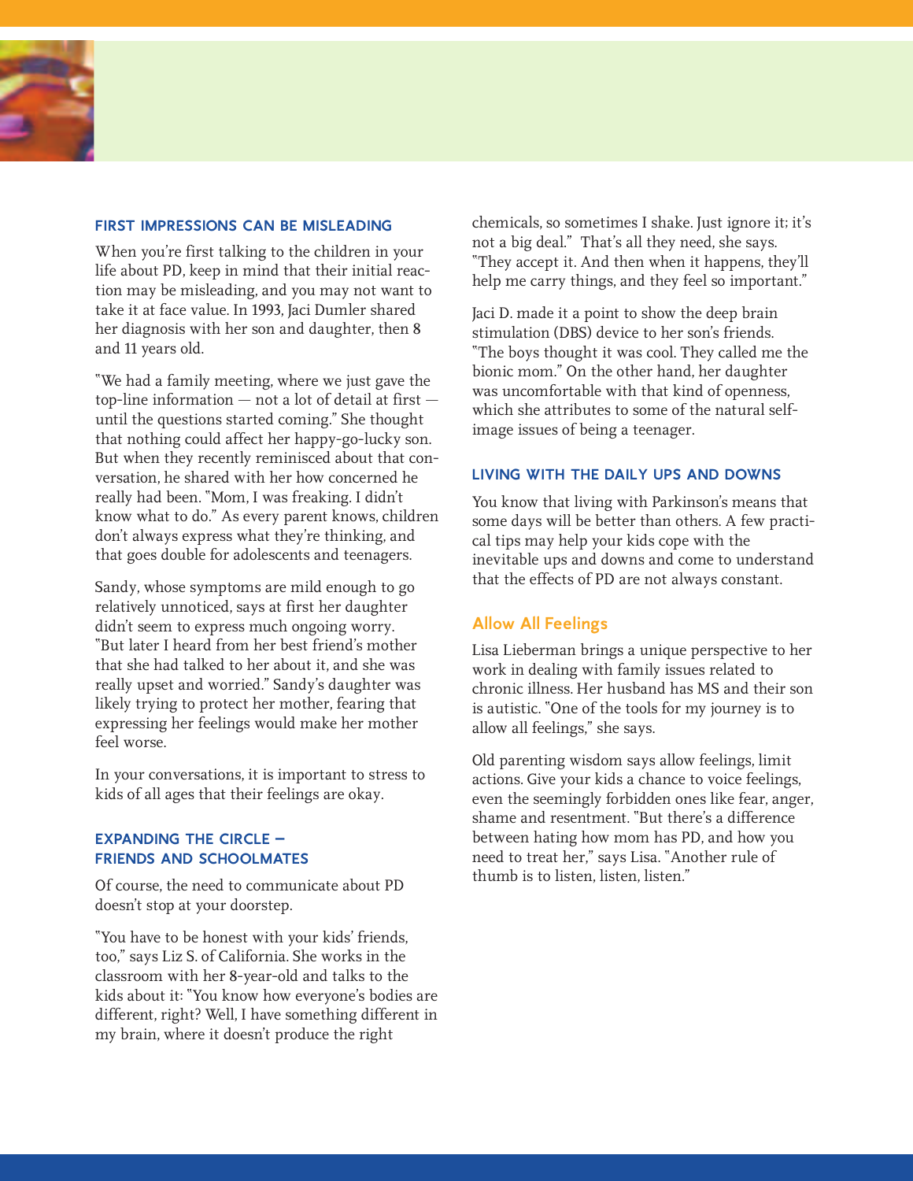## FIRST IMPRESSIONS CAN BE MISLEADING

When you're first talking to the children in your life about PD, keep in mind that their initial reaction may be misleading, and you may not want to take it at face value. In 1993, Jaci Dumler shared her diagnosis with her son and daughter, then 8 and 11 years old.

"We had a family meeting, where we just gave the top-line information — not a lot of detail at first — until the questions started coming." She thought that nothing could affect her happy-go-lucky son. But when they recently reminisced about that conversation, he shared with her how concerned he really had been. "Mom, I was freaking. I didn't know what to do." As every parent knows, children don't always express what they're thinking, and that goes double for adolescents and teenagers.

Sandy, whose symptoms are mild enough to go relatively unnoticed, says at first her daughter didn't seem to express much ongoing worry. "But later I heard from her best friend's mother that she had talked to her about it, and she was really upset and worried." Sandy's daughter was likely trying to protect her mother, fearing that expressing her feelings would make her mother feel worse.

In your conversations, it is important to stress to kids of all ages that their feelings are okay.

## EXPANDING THE CIRCLE – FRIENDS AND SCHOOLMATES

Of course, the need to communicate about PD doesn't stop at your doorstep.

"You have to be honest with your kids' friends, too," says Liz S. of California. She works in the classroom with her 8-year-old and talks to the kids about it: "You know how everyone's bodies are different, right? Well, I have something different in my brain, where it doesn't produce the right chemicals, so sometimes I shake. Just ignore it; it's not a big deal." That's all they need, she says. "They accept it. And then when it happens, they'll help me carry things, and they feel so important."

Jaci D. made it a point to show the deep brain stimulation (DBS) device to her son's friends. "The boys thought it was cool. They called me the bionic mom." On the other hand, her daughter was uncomfortable with that kind of openness, which she attributes to some of the natural self-image issues of being a teenager.

## LIVING WITH THE DAILY UPS AND DOWNS

You know that living with Parkinson's means that some days will be better than others. A few practical tips may help your kids cope with the inevitable ups and downs and come to understand that the effects of PD are not always constant.

### Allow All Feelings

Lisa Lieberman brings a unique perspective to her work in dealing with family issues related to chronic illness. Her husband has MS and their son is autistic. "One of the tools for my journey is to allow all feelings," she says.

Old parenting wisdom says allow feelings, limit actions. Give your kids a chance to voice feelings, even the seemingly forbidden ones like fear, anger, shame and resentment. "But there's a difference between hating how mom has PD, and how you need to treat her," says Lisa. "Another rule of thumb is to listen, listen, listen."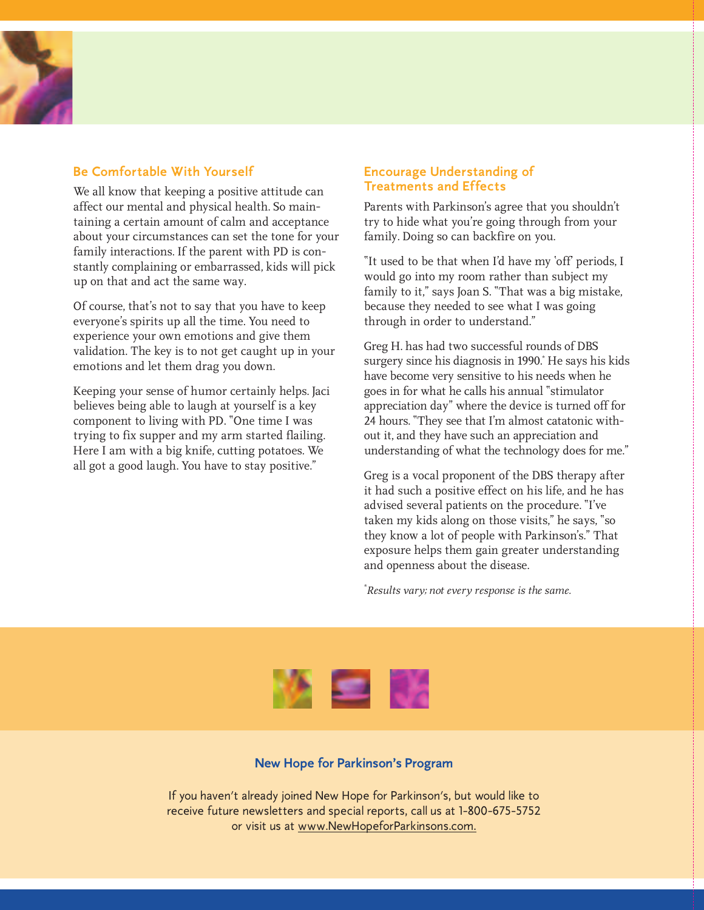## Be Comfortable With Yourself

We all know that keeping a positive attitude can affect our mental and physical health. So maintaining a certain amount of calm and acceptance about your circumstances can set the tone for your family interactions. If the parent with PD is constantly complaining or embarrassed, kids will pick up on that and act the same way.

Of course, that's not to say that you have to keep everyone's spirits up all the time. You need to experience your own emotions and give them validation. The key is to not get caught up in your emotions and let them drag you down.

Keeping your sense of humor certainly helps. Jaci believes being able to laugh at yourself is a key component to living with PD. "One time I was trying to fix supper and my arm started flailing. Here I am with a big knife, cutting potatoes. We all got a good laugh. You have to stay positive."

## Encourage Understanding of Treatments and Effects

Parents with Parkinson's agree that you shouldn't try to hide what you're going through from your family. Doing so can backfire on you.

"It used to be that when I'd have my 'off' periods, I would go into my room rather than subject my family to it," says Joan S. "That was a big mistake, because they needed to see what I was going through in order to understand."

Greg H. has had two successful rounds of DBS surgery since his diagnosis in 1990.* He says his kids have become very sensitive to his needs when he goes in for what he calls his annual "stimulator appreciation day" where the device is turned off for 24 hours. "They see that I'm almost catatonic without it, and they have such an appreciation and understanding of what the technology does for me."

Greg is a vocal proponent of the DBS therapy after it had such a positive effect on his life, and he has advised several patients on the procedure. "I've taken my kids along on those visits," he says, "so they know a lot of people with Parkinson's." That exposure helps them gain greater understanding and openness about the disease.

*\*Results vary; not every response is the same.*

**New Hope for Parkinson's Program**

If you haven't already joined New Hope for Parkinson's, but would like to receive future newsletters and special reports, call us at 1-800-675-5752 or visit us at www.NewHopeforParkinsons.com.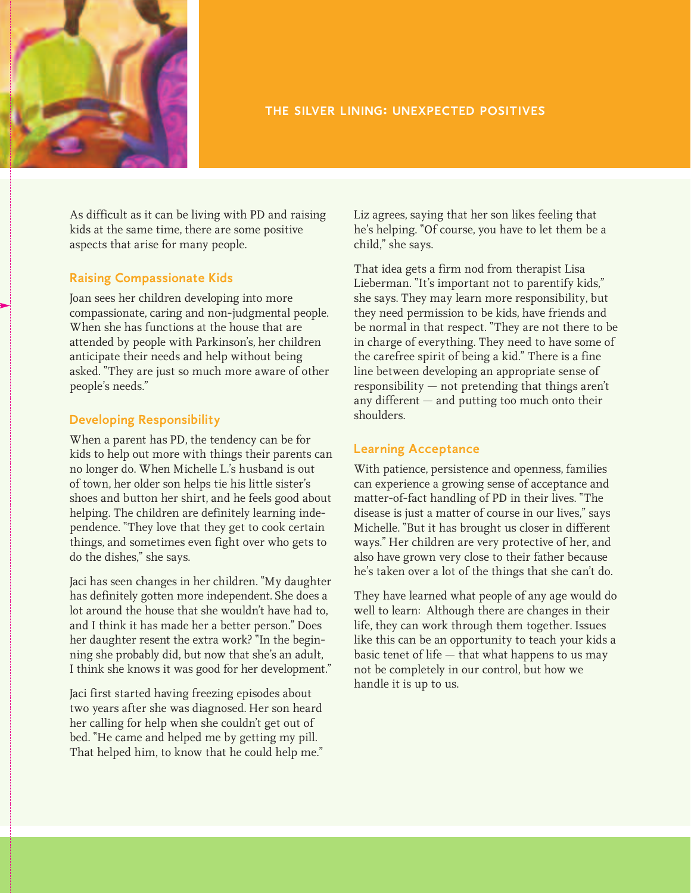## THE SILVER LINING: UNEXPECTED POSITIVES

As difficult as it can be living with PD and raising kids at the same time, there are some positive aspects that arise for many people.

### Raising Compassionate Kids

Joan sees her children developing into more compassionate, caring and non-judgmental people. When she has functions at the house that are attended by people with Parkinson's, her children anticipate their needs and help without being asked. "They are just so much more aware of other people's needs."

### Developing Responsibility

When a parent has PD, the tendency can be for kids to help out more with things their parents can no longer do. When Michelle L.'s husband is out of town, her older son helps tie his little sister's shoes and button her shirt, and he feels good about helping. The children are definitely learning independence. "They love that they get to cook certain things, and sometimes even fight over who gets to do the dishes," she says.

Jaci has seen changes in her children. "My daughter has definitely gotten more independent. She does a lot around the house that she wouldn't have had to, and I think it has made her a better person." Does her daughter resent the extra work? "In the beginning she probably did, but now that she's an adult, I think she knows it was good for her development."

Jaci first started having freezing episodes about two years after she was diagnosed. Her son heard her calling for help when she couldn't get out of bed. "He came and helped me by getting my pill. That helped him, to know that he could help me."

Liz agrees, saying that her son likes feeling that he's helping. "Of course, you have to let them be a child," she says.

That idea gets a firm nod from therapist Lisa Lieberman. "It's important not to parentify kids," she says. They may learn more responsibility, but they need permission to be kids, have friends and be normal in that respect. "They are not there to be in charge of everything. They need to have some of the carefree spirit of being a kid." There is a fine line between developing an appropriate sense of responsibility — not pretending that things aren't any different — and putting too much onto their shoulders.

### Learning Acceptance

With patience, persistence and openness, families can experience a growing sense of acceptance and matter-of-fact handling of PD in their lives. "The disease is just a matter of course in our lives," says Michelle. "But it has brought us closer in different ways." Her children are very protective of her, and also have grown very close to their father because he's taken over a lot of the things that she can't do.

They have learned what people of any age would do well to learn: Although there are changes in their life, they can work through them together. Issues like this can be an opportunity to teach your kids a basic tenet of life — that what happens to us may not be completely in our control, but how we handle it is up to us.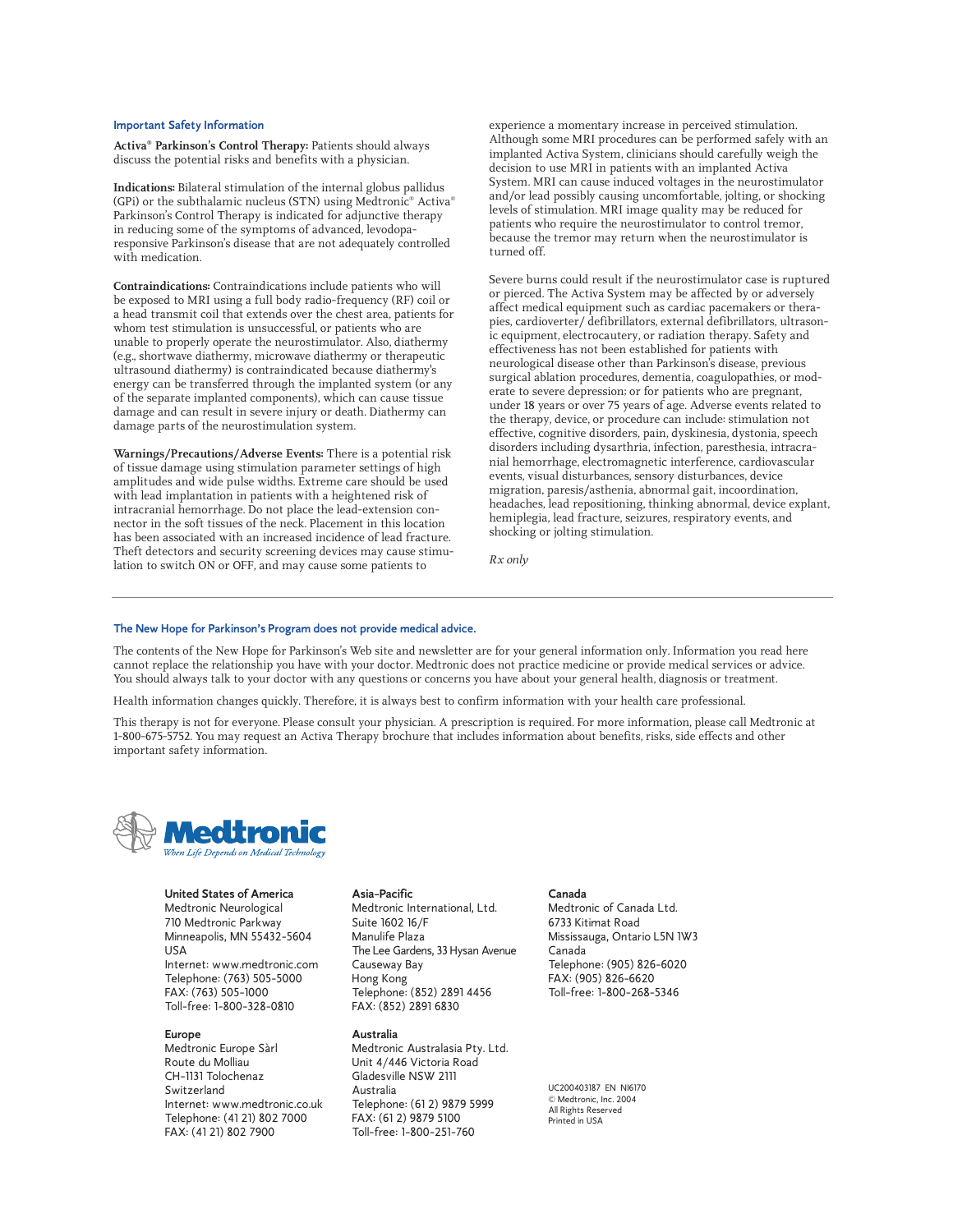## Important Safety Information

**Activa® Parkinson's Control Therapy:** Patients should always discuss the potential risks and benefits with a physician.

**Indications:** Bilateral stimulation of the internal globus pallidus (GPi) or the subthalamic nucleus (STN) using Medtronic® Activa® Parkinson's Control Therapy is indicated for adjunctive therapy in reducing some of the symptoms of advanced, levodopa-responsive Parkinson's disease that are not adequately controlled with medication.

**Contraindications:** Contraindications include patients who will be exposed to MRI using a full body radio-frequency (RF) coil or a head transmit coil that extends over the chest area, patients for whom test stimulation is unsuccessful, or patients who are unable to properly operate the neurostimulator. Also, diathermy (e.g., shortwave diathermy, microwave diathermy or therapeutic ultrasound diathermy) is contraindicated because diathermy's energy can be transferred through the implanted system (or any of the separate implanted components), which can cause tissue damage and can result in severe injury or death. Diathermy can damage parts of the neurostimulation system.

**Warnings/Precautions/Adverse Events:** There is a potential risk of tissue damage using stimulation parameter settings of high amplitudes and wide pulse widths. Extreme care should be used with lead implantation in patients with a heightened risk of intracranial hemorrhage. Do not place the lead-extension connector in the soft tissues of the neck. Placement in this location has been associated with an increased incidence of lead fracture. Theft detectors and security screening devices may cause stimulation to switch ON or OFF, and may cause some patients to experience a momentary increase in perceived stimulation. Although some MRI procedures can be performed safely with an implanted Activa System, clinicians should carefully weigh the decision to use MRI in patients with an implanted Activa System. MRI can cause induced voltages in the neurostimulator and/or lead possibly causing uncomfortable, jolting, or shocking levels of stimulation. MRI image quality may be reduced for patients who require the neurostimulator to control tremor, because the tremor may return when the neurostimulator is turned off.

Severe burns could result if the neurostimulator case is ruptured or pierced. The Activa System may be affected by or adversely affect medical equipment such as cardiac pacemakers or therapies, cardioverter/ defibrillators, external defibrillators, ultrasonic equipment, electrocautery, or radiation therapy. Safety and effectiveness has not been established for patients with neurological disease other than Parkinson's disease, previous surgical ablation procedures, dementia, coagulopathies, or moderate to severe depression; or for patients who are pregnant, under 18 years or over 75 years of age. Adverse events related to the therapy, device, or procedure can include: stimulation not effective, cognitive disorders, pain, dyskinesia, dystonia, speech disorders including dysarthria, infection, paresthesia, intracranial hemorrhage, electromagnetic interference, cardiovascular events, visual disturbances, sensory disturbances, device migration, paresis/asthenia, abnormal gait, incoordination, headaches, lead repositioning, thinking abnormal, device explant, hemiplegia, lead fracture, seizures, respiratory events, and shocking or jolting stimulation.

*Rx only*

---

## The New Hope for Parkinson's Program does not provide medical advice.

The contents of the New Hope for Parkinson's Web site and newsletter are for your general information only. Information you read here cannot replace the relationship you have with your doctor. Medtronic does not practice medicine or provide medical services or advice. You should always talk to your doctor with any questions or concerns you have about your general health, diagnosis or treatment.

Health information changes quickly. Therefore, it is always best to confirm information with your health care professional.

This therapy is not for everyone. Please consult your physician. A prescription is required. For more information, please call Medtronic at 1-800-675-5752. You may request an Activa Therapy brochure that includes information about benefits, risks, side effects and other important safety information.

**Medtronic**
*When Life Depends on Medical Technology*

**United States of America**
Medtronic Neurological
710 Medtronic Parkway
Minneapolis, MN 55432-5604
USA
Internet: www.medtronic.com
Telephone: (763) 505-5000
FAX: (763) 505-1000
Toll-free: 1-800-328-0810

**Europe**
Medtronic Europe Sàrl
Route du Molliau
CH-1131 Tolochenaz
Switzerland
Internet: www.medtronic.co.uk
Telephone: (41 21) 802 7000
FAX: (41 21) 802 7900

**Asia-Pacific**
Medtronic International, Ltd.
Suite 1602 16/F
Manulife Plaza
The Lee Gardens, 33 Hysan Avenue
Causeway Bay
Hong Kong
Telephone: (852) 2891 4456
FAX: (852) 2891 6830

**Australia**
Medtronic Australasia Pty. Ltd.
Unit 4/446 Victoria Road
Gladesville NSW 2111
Australia
Telephone: (61 2) 9879 5999
FAX: (61 2) 9879 5100
Toll-free: 1-800-251-760

**Canada**
Medtronic of Canada Ltd.
6733 Kitimat Road
Mississauga, Ontario L5N 1W3
Canada
Telephone: (905) 826-6020
FAX: (905) 826-6620
Toll-free: 1-800-268-5346

UC200403187 EN NI6170
© Medtronic, Inc. 2004
All Rights Reserved
Printed in USA